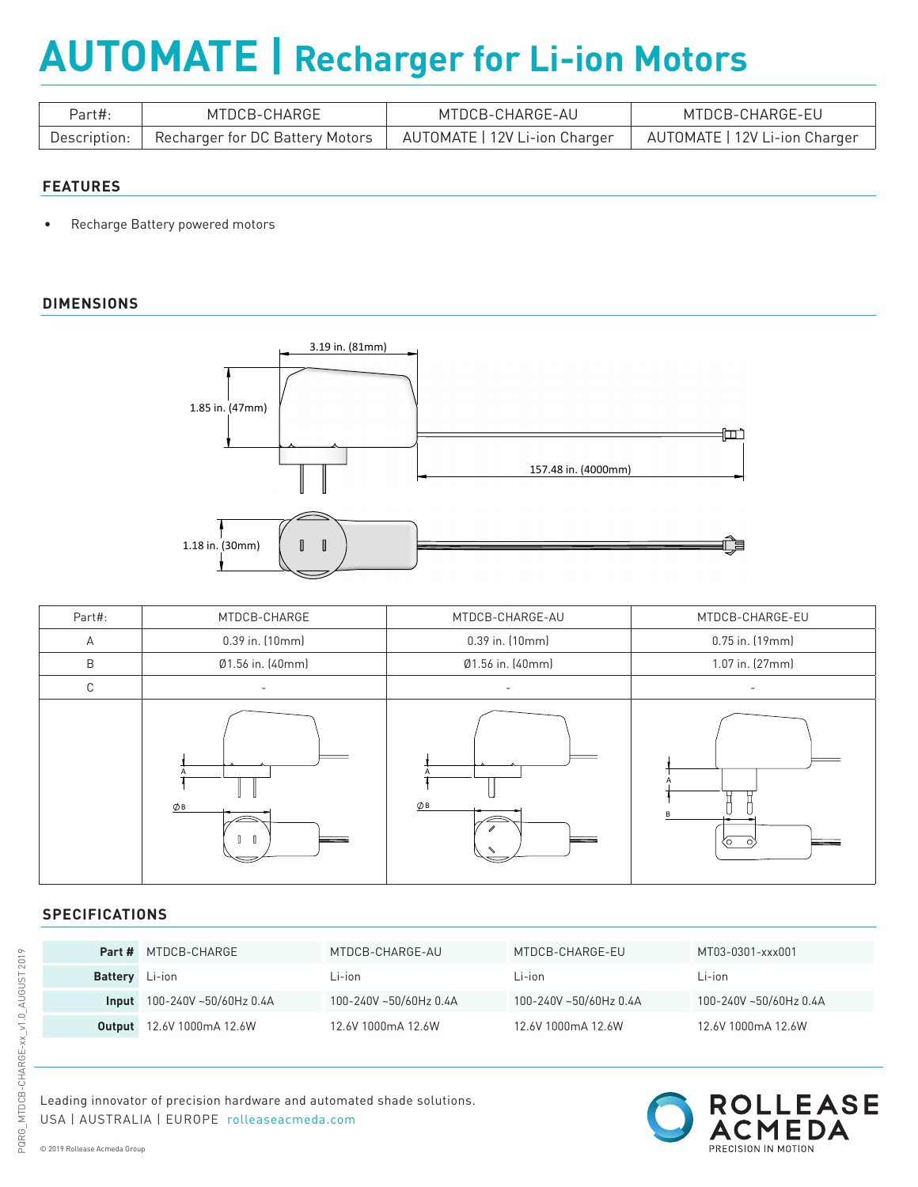# AUTOMATE | Recharger for Li-ion Motors

| Part#: | MTDCB-CHARGE | MTDCB-CHARGE-AU | MTDCB-CHARGE-EU |
|---|---|---|---|
| Description: | Recharger for DC Battery Motors | AUTOMATE \| 12V Li-ion Charger | AUTOMATE \| 12V Li-ion Charger |

## FEATURES

- Recharge Battery powered motors

## DIMENSIONS

3.19 in. (81mm)

1.85 in. (47mm)

157.48 in. (4000mm)

1.18 in. (30mm)

| Part#: | MTDCB-CHARGE | MTDCB-CHARGE-AU | MTDCB-CHARGE-EU |
|---|---|---|---|
| A | 0.39 in. (10mm) | 0.39 in. (10mm) | 0.75 in. (19mm) |
| B | Ø1.56 in. (40mm) | Ø1.56 in. (40mm) | 1.07 in. (27mm) |
| C | - | - | - |

## SPECIFICATIONS

| **Part #** | MTDCB-CHARGE | MTDCB-CHARGE-AU | MTDCB-CHARGE-EU | MT03-0301-xxx001 |
|---|---|---|---|---|
| **Battery** | Li-ion | Li-ion | Li-ion | Li-ion |
| **Input** | 100-240V ~50/60Hz 0.4A | 100-240V ~50/60Hz 0.4A | 100-240V ~50/60Hz 0.4A | 100-240V ~50/60Hz 0.4A |
| **Output** | 12.6V 1000mA 12.6W | 12.6V 1000mA 12.6W | 12.6V 1000mA 12.6W | 12.6V 1000mA 12.6W |

Leading innovator of precision hardware and automated shade solutions.
USA | AUSTRALIA | EUROPE rolleaseacmeda.com

ROLLEASE ACMEDA PRECISION IN MOTION

© 2019 Rollease Acmeda Group

PQRG_MTDCB-CHARGE-xx_v1.0_AUGUST 2019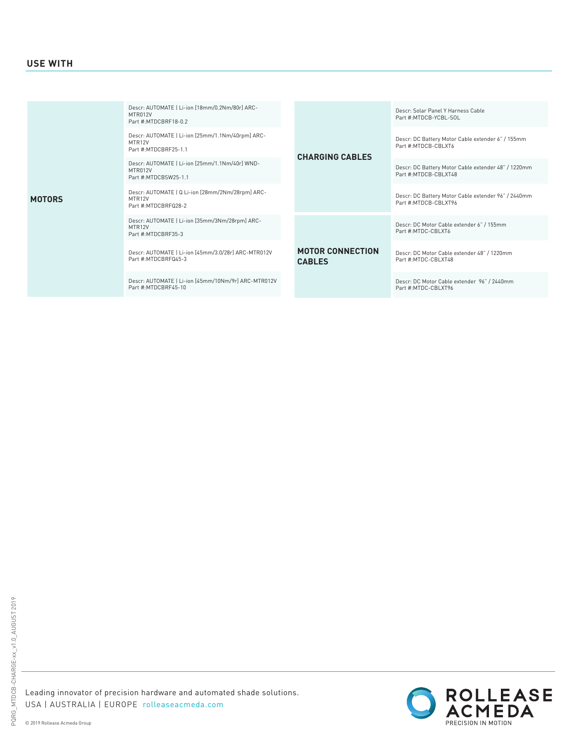## USE WITH

| | |
|---|---|
| **MOTORS** | Descr: AUTOMATE \| Li-ion [18mm/0.2Nm/80r] ARC-MTR012V<br>Part #:MTDCBRF18-0.2 |
| | Descr: AUTOMATE \| Li-ion [25mm/1.1Nm/40rpm] ARC-MTR12V<br>Part #:MTDCBRF25-1.1 |
| | Descr: AUTOMATE \| Li-ion [25mm/1.1Nm/40r] WND-MTR012V<br>Part #:MTDCBSW25-1.1 |
| | Descr: AUTOMATE \| Q Li-ion [28mm/2Nm/28rpm] ARC-MTR12V<br>Part #:MTDCBRFQ28-2 |
| | Descr: AUTOMATE \| Li-ion [35mm/3Nm/28rpm] ARC-MTR12V<br>Part #:MTDCBRF35-3 |
| | Descr: AUTOMATE \| Li-ion [45mm/3.0/28r] ARC-MTR012V<br>Part #:MTDCBRFQ45-3 |
| | Descr: AUTOMATE \| Li-ion [45mm/10Nm/9r] ARC-MTR012V<br>Part #:MTDCBRF45-10 |

| | |
|---|---|
| **CHARGING CABLES** | Descr: Solar Panel Y Harness Cable<br>Part #:MTDCB-YCBL-SOL |
| | Descr: DC Battery Motor Cable extender 6" / 155mm<br>Part #:MTDCB-CBLXT6 |
| | Descr: DC Battery Motor Cable extender 48" / 1220mm<br>Part #:MTDCB-CBLXT48 |
| | Descr: DC Battery Motor Cable extender 96" / 2440mm<br>Part #:MTDCB-CBLXT96 |
| **MOTOR CONNECTION CABLES** | Descr: DC Motor Cable extender 6" / 155mm<br>Part #:MTDC-CBLXT6 |
| | Descr: DC Motor Cable extender 48" / 1220mm<br>Part #:MTDC-CBLXT48 |
| | Descr: DC Motor Cable extender 96" / 2440mm<br>Part #:MTDC-CBLXT96 |

Leading innovator of precision hardware and automated shade solutions.
USA | AUSTRALIA | EUROPE rolleaseacmeda.com

ROLLEASE ACMEDA
PRECISION IN MOTION

© 2019 Rollease Acmeda Group

PQRG_MTDCB-CHARGE-xx_v1.0_AUGUST 2019